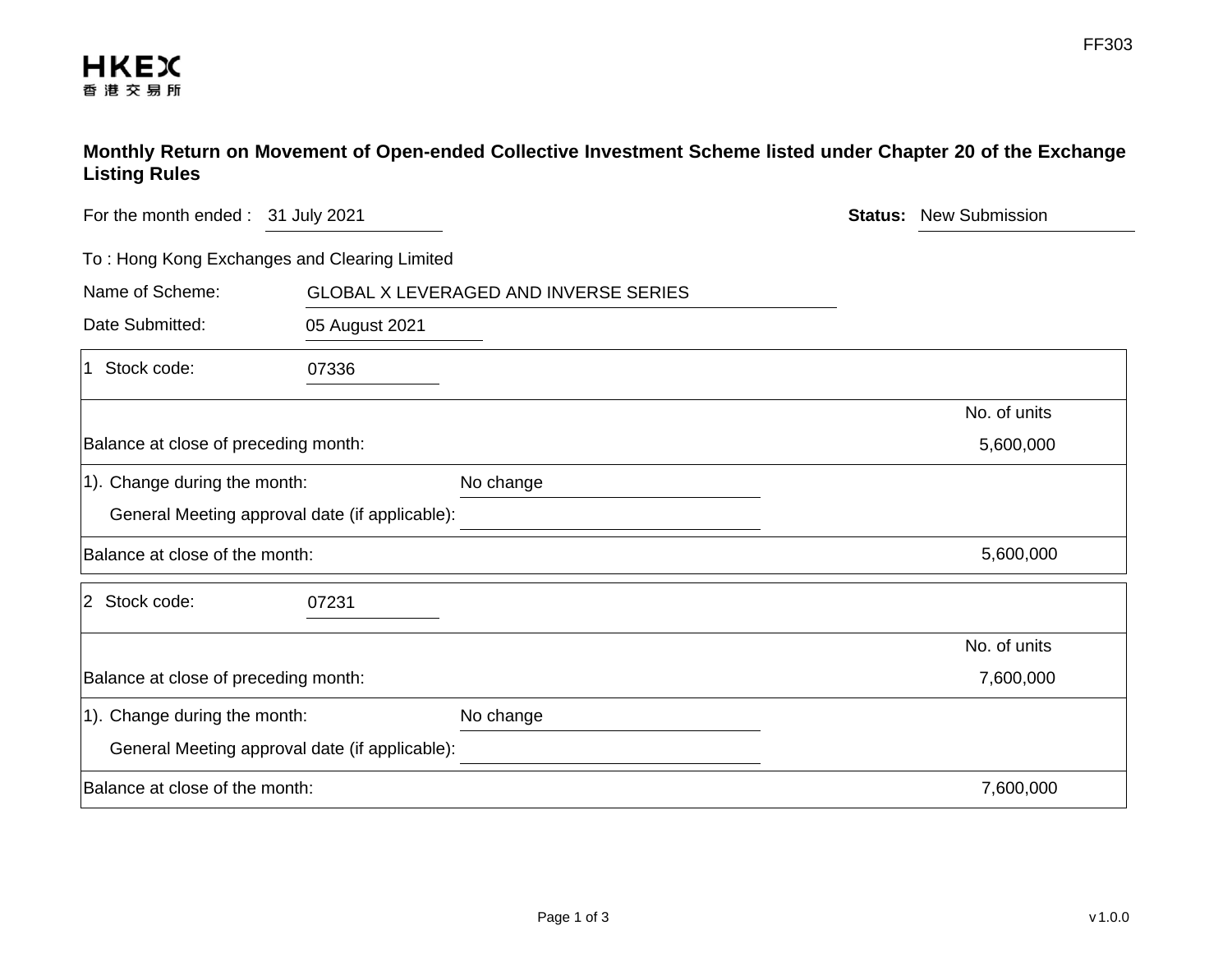FF303

**HKEX**
香港交易所

# Monthly Return on Movement of Open-ended Collective Investment Scheme listed under Chapter 20 of the Exchange Listing Rules

For the month ended : 31 July 2021

**Status:** New Submission

To : Hong Kong Exchanges and Clearing Limited

Name of Scheme: GLOBAL X LEVERAGED AND INVERSE SERIES

Date Submitted: 05 August 2021

| 1 Stock code: 07336 | | |
|---|---|---|
| | | No. of units |
| Balance at close of preceding month: | | 5,600,000 |
| 1). Change during the month: | No change | |
| General Meeting approval date (if applicable): | | |
| Balance at close of the month: | | 5,600,000 |

| 2 Stock code: 07231 | | |
|---|---|---|
| | | No. of units |
| Balance at close of preceding month: | | 7,600,000 |
| 1). Change during the month: | No change | |
| General Meeting approval date (if applicable): | | |
| Balance at close of the month: | | 7,600,000 |

v 1.0.0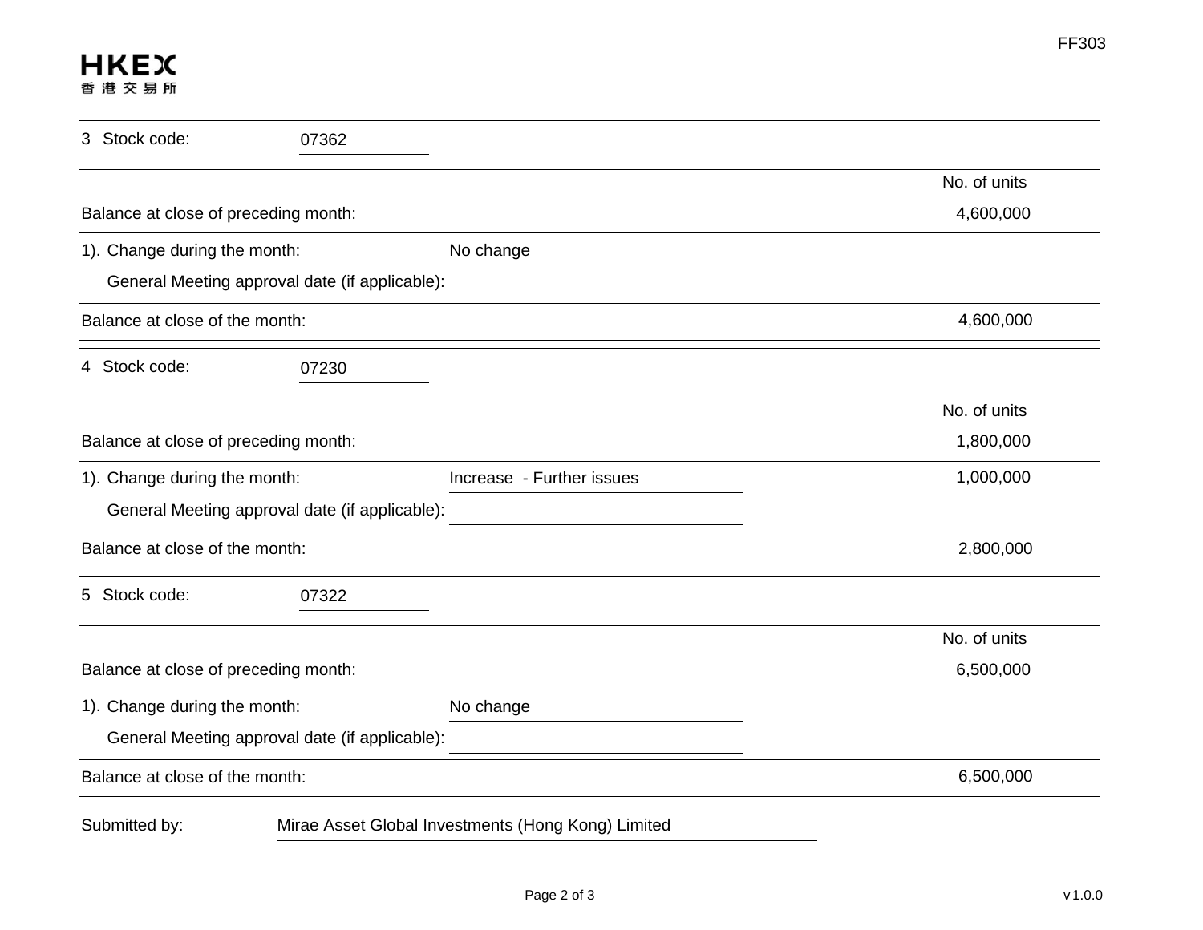FF303

| 3 Stock code: | 07362 | |
|---|---|---|
| | | No. of units |
| Balance at close of preceding month: | | 4,600,000 |
| 1). Change during the month: | No change | |
| General Meeting approval date (if applicable): | | |
| Balance at close of the month: | | 4,600,000 |

| 4 Stock code: | 07230 | |
|---|---|---|
| | | No. of units |
| Balance at close of preceding month: | | 1,800,000 |
| 1). Change during the month: | Increase - Further issues | 1,000,000 |
| General Meeting approval date (if applicable): | | |
| Balance at close of the month: | | 2,800,000 |

| 5 Stock code: | 07322 | |
|---|---|---|
| | | No. of units |
| Balance at close of preceding month: | | 6,500,000 |
| 1). Change during the month: | No change | |
| General Meeting approval date (if applicable): | | |
| Balance at close of the month: | | 6,500,000 |

Submitted by: Mirae Asset Global Investments (Hong Kong) Limited

v 1.0.0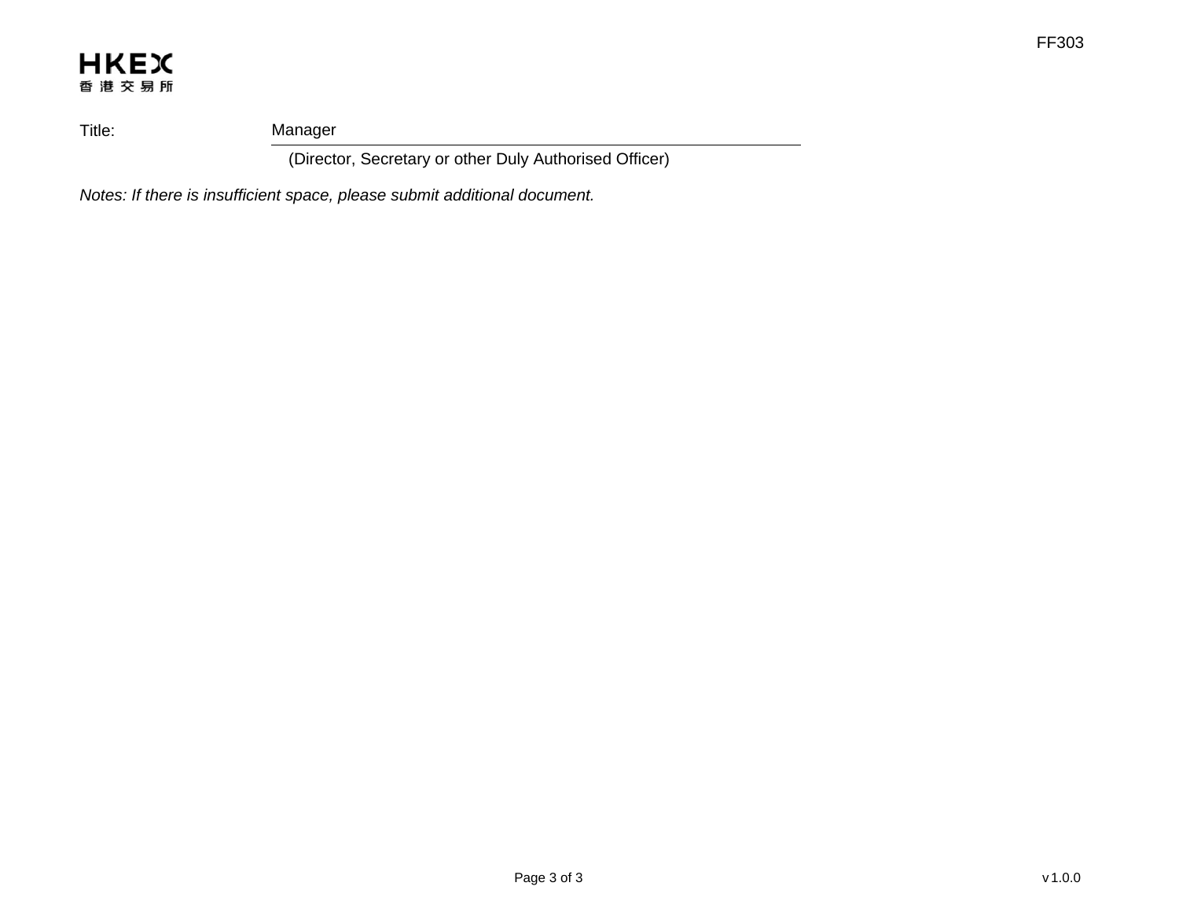FF303

Title: Manager

(Director, Secretary or other Duly Authorised Officer)

*Notes: If there is insufficient space, please submit additional document.*